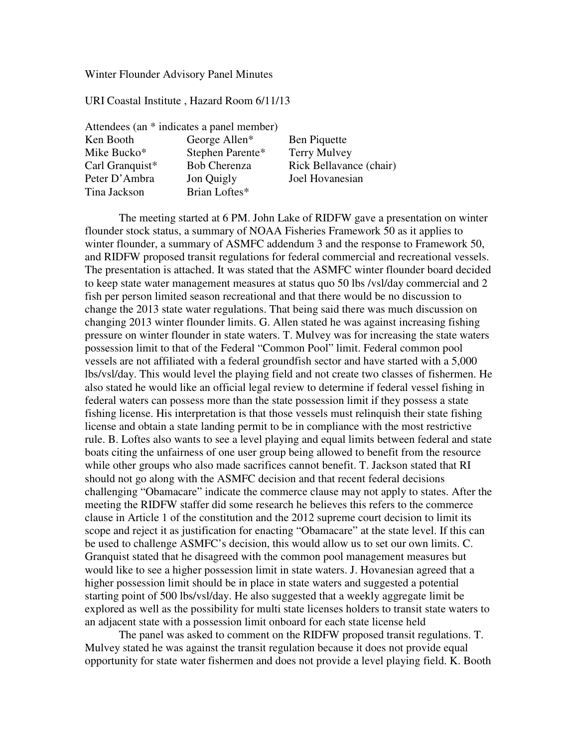Winter Flounder Advisory Panel Minutes

URI Coastal Institute , Hazard Room 6/11/13

Attendees (an * indicates a panel member)

| | | |
|---|---|---|
| Ken Booth | George Allen* | Ben Piquette |
| Mike Bucko* | Stephen Parente* | Terry Mulvey |
| Carl Granquist* | Bob Cherenza | Rick Bellavance (chair) |
| Peter D'Ambra | Jon Quigly | Joel Hovanesian |
| Tina Jackson | Brian Loftes* | |

The meeting started at 6 PM. John Lake of RIDFW gave a presentation on winter flounder stock status, a summary of NOAA Fisheries Framework 50 as it applies to winter flounder, a summary of ASMFC addendum 3 and the response to Framework 50, and RIDFW proposed transit regulations for federal commercial and recreational vessels. The presentation is attached. It was stated that the ASMFC winter flounder board decided to keep state water management measures at status quo 50 lbs /vsl/day commercial and 2 fish per person limited season recreational and that there would be no discussion to change the 2013 state water regulations. That being said there was much discussion on changing 2013 winter flounder limits. G. Allen stated he was against increasing fishing pressure on winter flounder in state waters. T. Mulvey was for increasing the state waters possession limit to that of the Federal "Common Pool" limit. Federal common pool vessels are not affiliated with a federal groundfish sector and have started with a 5,000 lbs/vsl/day. This would level the playing field and not create two classes of fishermen. He also stated he would like an official legal review to determine if federal vessel fishing in federal waters can possess more than the state possession limit if they possess a state fishing license. His interpretation is that those vessels must relinquish their state fishing license and obtain a state landing permit to be in compliance with the most restrictive rule. B. Loftes also wants to see a level playing and equal limits between federal and state boats citing the unfairness of one user group being allowed to benefit from the resource while other groups who also made sacrifices cannot benefit. T. Jackson stated that RI should not go along with the ASMFC decision and that recent federal decisions challenging "Obamacare" indicate the commerce clause may not apply to states. After the meeting the RIDFW staffer did some research he believes this refers to the commerce clause in Article 1 of the constitution and the 2012 supreme court decision to limit its scope and reject it as justification for enacting "Obamacare" at the state level. If this can be used to challenge ASMFC's decision, this would allow us to set our own limits. C. Granquist stated that he disagreed with the common pool management measures but would like to see a higher possession limit in state waters. J. Hovanesian agreed that a higher possession limit should be in place in state waters and suggested a potential starting point of 500 lbs/vsl/day. He also suggested that a weekly aggregate limit be explored as well as the possibility for multi state licenses holders to transit state waters to an adjacent state with a possession limit onboard for each state license held

The panel was asked to comment on the RIDFW proposed transit regulations. T. Mulvey stated he was against the transit regulation because it does not provide equal opportunity for state water fishermen and does not provide a level playing field. K. Booth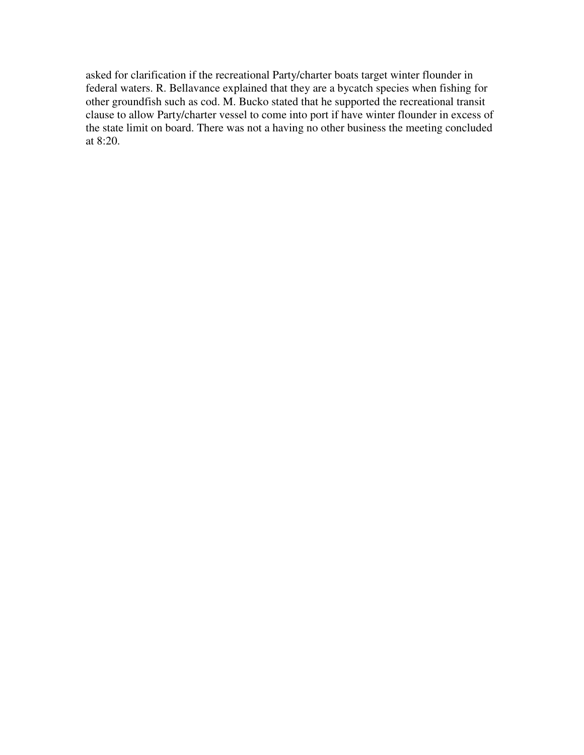asked for clarification if the recreational Party/charter boats target winter flounder in federal waters. R. Bellavance explained that they are a bycatch species when fishing for other groundfish such as cod. M. Bucko stated that he supported the recreational transit clause to allow Party/charter vessel to come into port if have winter flounder in excess of the state limit on board. There was not a having no other business the meeting concluded at 8:20.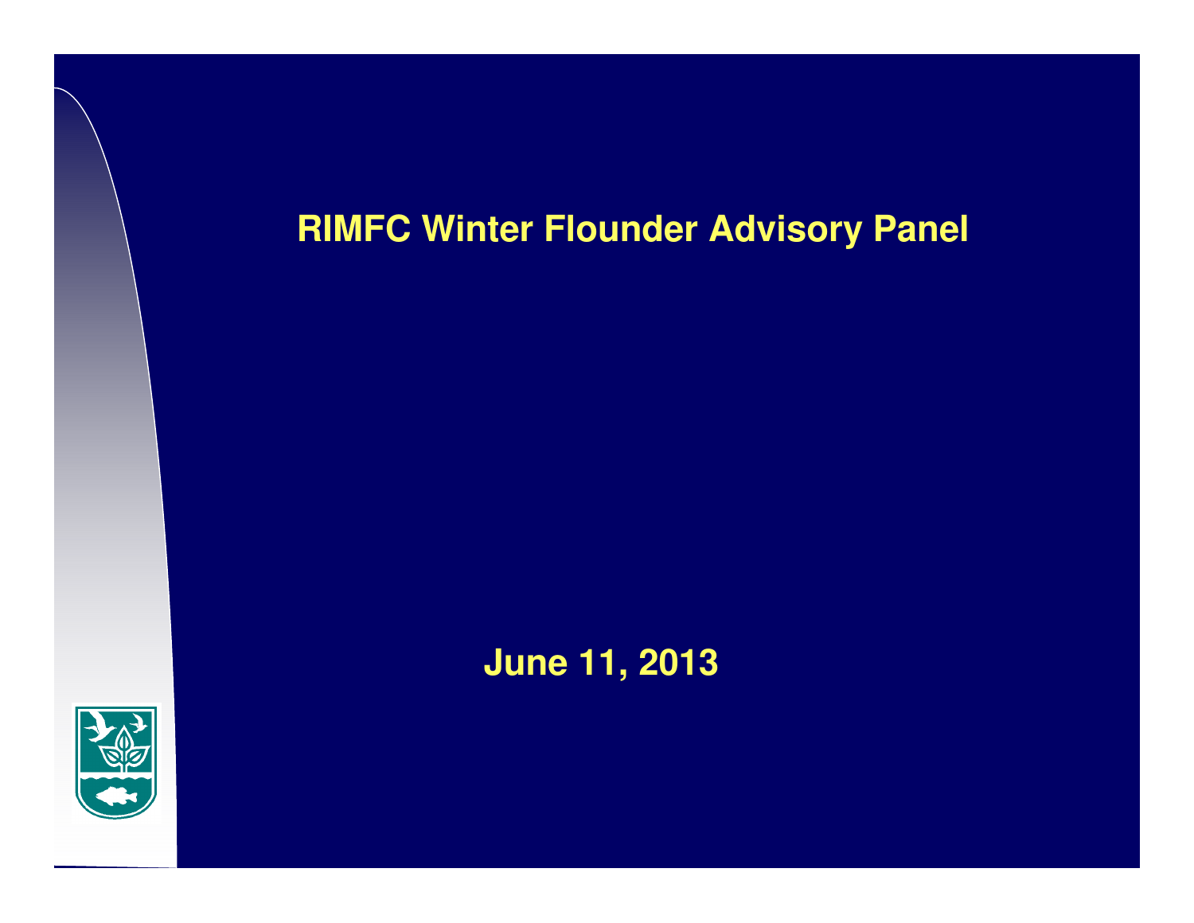# RIMFC Winter Flounder Advisory Panel

June 11, 2013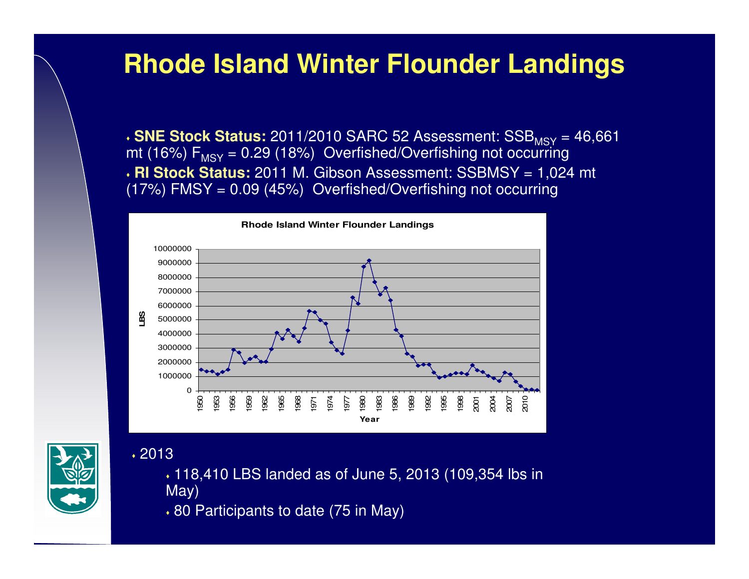# Rhode Island Winter Flounder Landings

- **SNE Stock Status:** 2011/2010 SARC 52 Assessment: $SSB_{MSY}$ = 46,661 mt (16%) $F_{MSY}$ = 0.29 (18%) Overfished/Overfishing not occurring
- **RI Stock Status:** 2011 M. Gibson Assessment: SSBMSY = 1,024 mt (17%) FMSY = 0.09 (45%) Overfished/Overfishing not occurring

- 2013
  - 118,410 LBS landed as of June 5, 2013 (109,354 lbs in May)
  - 80 Participants to date (75 in May)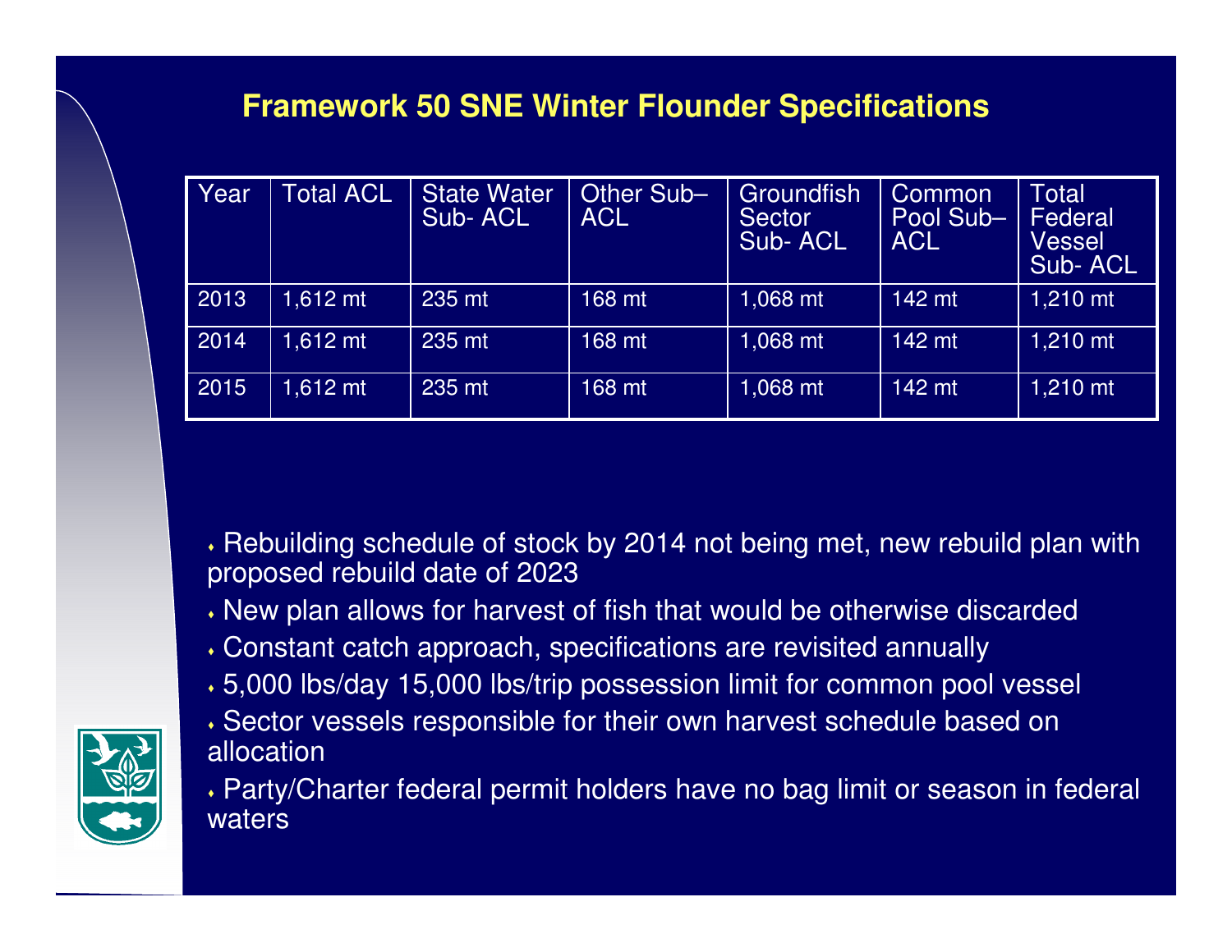# Framework 50 SNE Winter Flounder Specifications

| Year | Total ACL | State Water Sub- ACL | Other Sub– ACL | Groundfish Sector Sub- ACL | Common Pool Sub– ACL | Total Federal Vessel Sub- ACL |
|---|---|---|---|---|---|---|
| 2013 | 1,612 mt | 235 mt | 168 mt | 1,068 mt | 142 mt | 1,210 mt |
| 2014 | 1,612 mt | 235 mt | 168 mt | 1,068 mt | 142 mt | 1,210 mt |
| 2015 | 1,612 mt | 235 mt | 168 mt | 1,068 mt | 142 mt | 1,210 mt |

- Rebuilding schedule of stock by 2014 not being met, new rebuild plan with proposed rebuild date of 2023
- New plan allows for harvest of fish that would be otherwise discarded
- Constant catch approach, specifications are revisited annually
- 5,000 lbs/day 15,000 lbs/trip possession limit for common pool vessel
- Sector vessels responsible for their own harvest schedule based on allocation
- Party/Charter federal permit holders have no bag limit or season in federal waters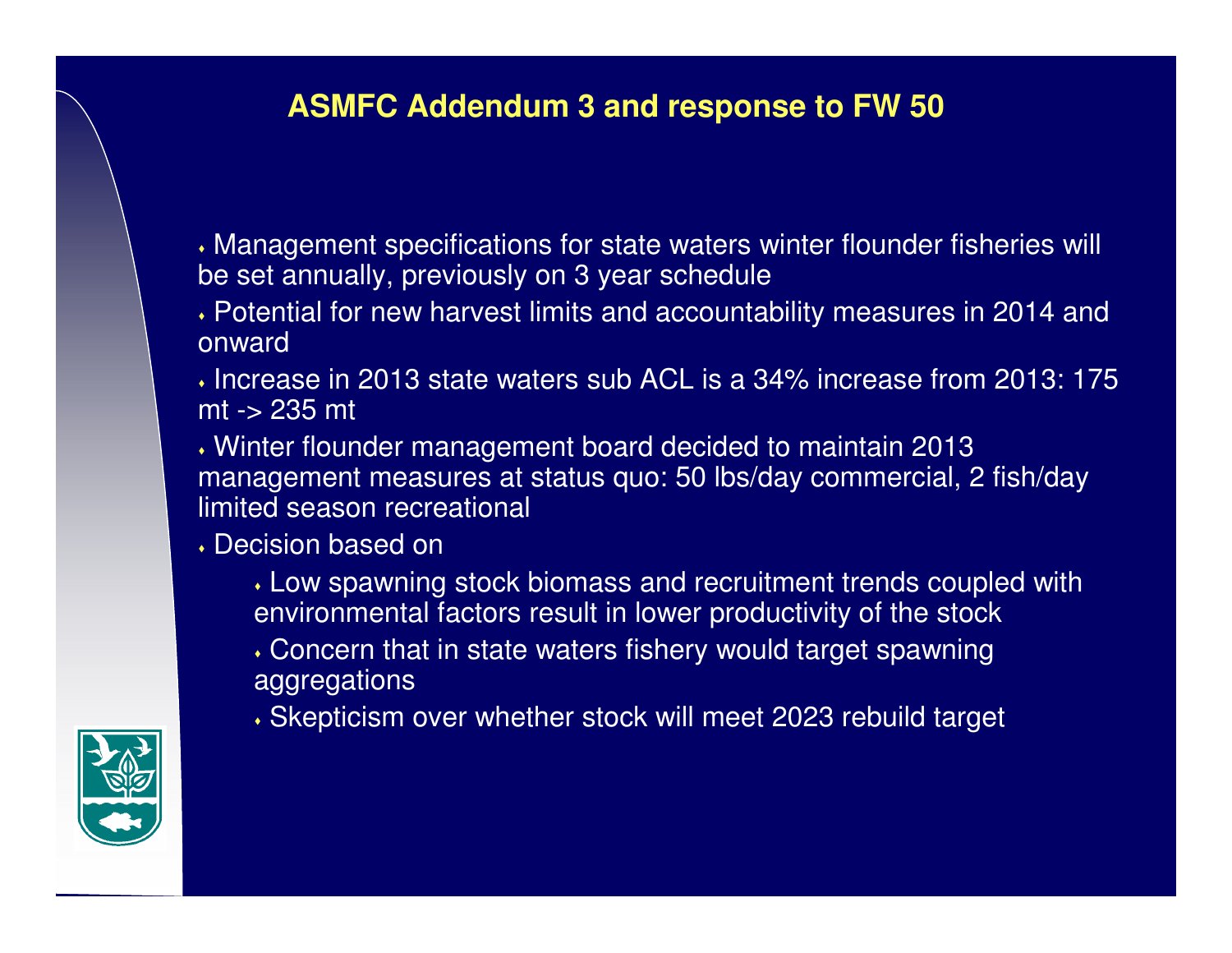# ASMFC Addendum 3 and response to FW 50

- Management specifications for state waters winter flounder fisheries will be set annually, previously on 3 year schedule
- Potential for new harvest limits and accountability measures in 2014 and onward
- Increase in 2013 state waters sub ACL is a 34% increase from 2013: 175 mt -> 235 mt
- Winter flounder management board decided to maintain 2013 management measures at status quo: 50 lbs/day commercial, 2 fish/day limited season recreational
- Decision based on
  - Low spawning stock biomass and recruitment trends coupled with environmental factors result in lower productivity of the stock
  - Concern that in state waters fishery would target spawning aggregations
  - Skepticism over whether stock will meet 2023 rebuild target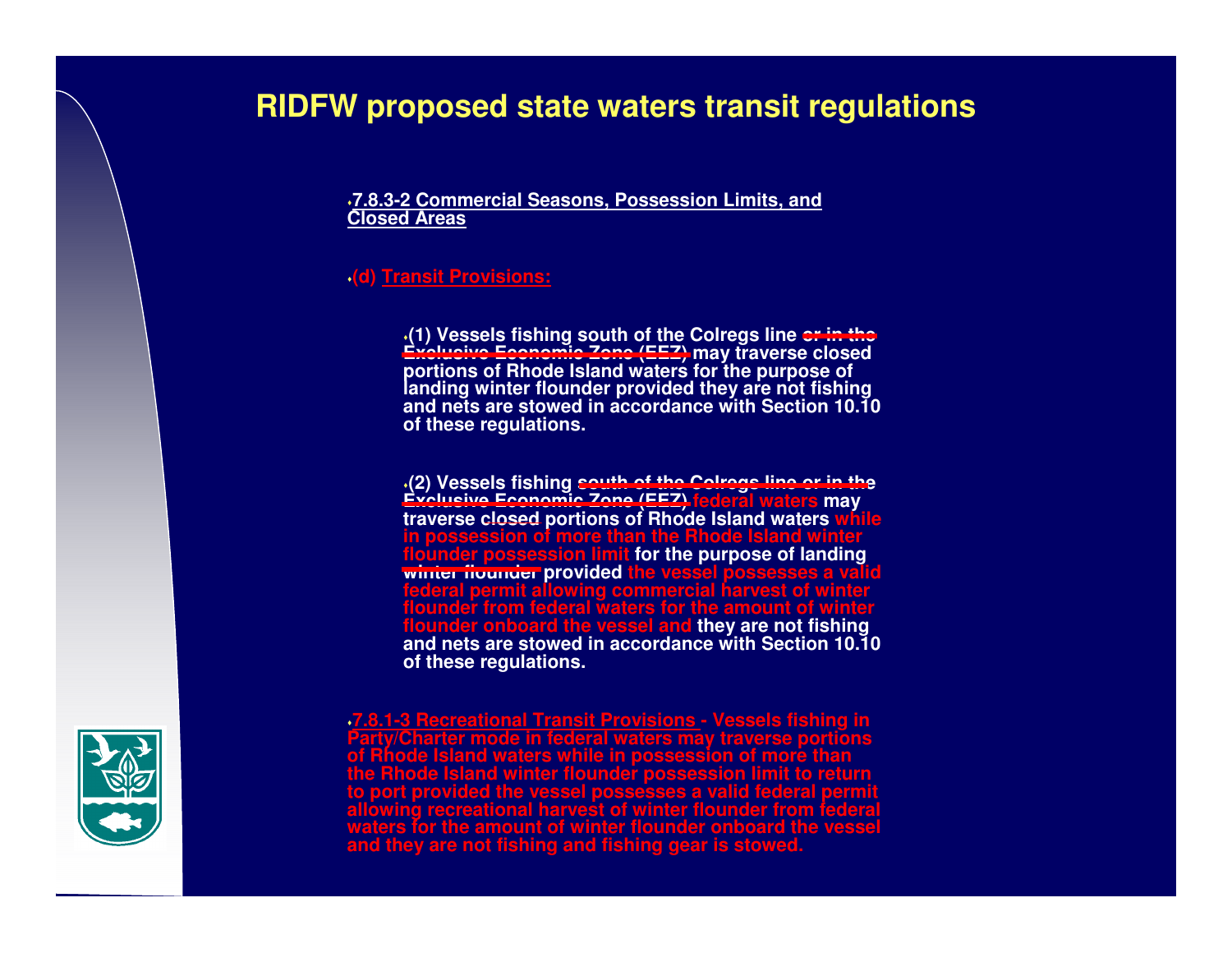# RIDFW proposed state waters transit regulations

- **7.8.3-2 Commercial Seasons, Possession Limits, and Closed Areas**

- **(d) Transit Provisions:**

  - (1) Vessels fishing south of the Colregs line ~~or in the Exclusive Economic Zone (EEZ)~~ may traverse closed portions of Rhode Island waters for the purpose of landing winter flounder provided they are not fishing and nets are stowed in accordance with Section 10.10 of these regulations.

  - (2) Vessels fishing ~~south of the Colregs line or in the Exclusive Economic Zone (EEZ)~~ federal waters may traverse ~~closed~~ portions of Rhode Island waters while in possession of more than the Rhode Island winter flounder possession limit for the purpose of landing ~~winter flounder~~ provided the vessel possesses a valid federal permit allowing commercial harvest of winter flounder from federal waters for the amount of winter flounder onboard the vessel and they are not fishing and nets are stowed in accordance with Section 10.10 of these regulations.

- **7.8.1-3 Recreational Transit Provisions** - Vessels fishing in Party/Charter mode in federal waters may traverse portions of Rhode Island waters while in possession of more than the Rhode Island winter flounder possession limit to return to port provided the vessel possesses a valid federal permit allowing recreational harvest of winter flounder from federal waters for the amount of winter flounder onboard the vessel and they are not fishing and fishing gear is stowed.